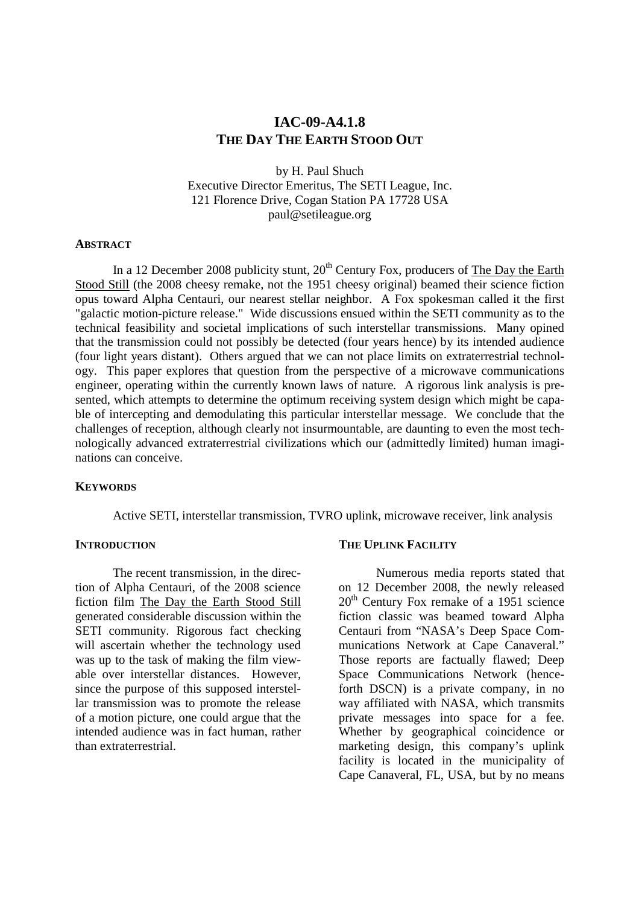# IAC-09-A4.1.8
# THE DAY THE EARTH STOOD OUT

by H. Paul Shuch
Executive Director Emeritus, The SETI League, Inc.
121 Florence Drive, Cogan Station PA 17728 USA
paul@setileague.org

## ABSTRACT

In a 12 December 2008 publicity stunt, 20th Century Fox, producers of The Day the Earth Stood Still (the 2008 cheesy remake, not the 1951 cheesy original) beamed their science fiction opus toward Alpha Centauri, our nearest stellar neighbor. A Fox spokesman called it the first "galactic motion-picture release." Wide discussions ensued within the SETI community as to the technical feasibility and societal implications of such interstellar transmissions. Many opined that the transmission could not possibly be detected (four years hence) by its intended audience (four light years distant). Others argued that we can not place limits on extraterrestrial technology. This paper explores that question from the perspective of a microwave communications engineer, operating within the currently known laws of nature. A rigorous link analysis is presented, which attempts to determine the optimum receiving system design which might be capable of intercepting and demodulating this particular interstellar message. We conclude that the challenges of reception, although clearly not insurmountable, are daunting to even the most technologically advanced extraterrestrial civilizations which our (admittedly limited) human imaginations can conceive.

## KEYWORDS

Active SETI, interstellar transmission, TVRO uplink, microwave receiver, link analysis

## INTRODUCTION

The recent transmission, in the direction of Alpha Centauri, of the 2008 science fiction film The Day the Earth Stood Still generated considerable discussion within the SETI community. Rigorous fact checking will ascertain whether the technology used was up to the task of making the film viewable over interstellar distances. However, since the purpose of this supposed interstellar transmission was to promote the release of a motion picture, one could argue that the intended audience was in fact human, rather than extraterrestrial.

## THE UPLINK FACILITY

Numerous media reports stated that on 12 December 2008, the newly released 20th Century Fox remake of a 1951 science fiction classic was beamed toward Alpha Centauri from "NASA's Deep Space Communications Network at Cape Canaveral." Those reports are factually flawed; Deep Space Communications Network (henceforth DSCN) is a private company, in no way affiliated with NASA, which transmits private messages into space for a fee. Whether by geographical coincidence or marketing design, this company's uplink facility is located in the municipality of Cape Canaveral, FL, USA, but by no means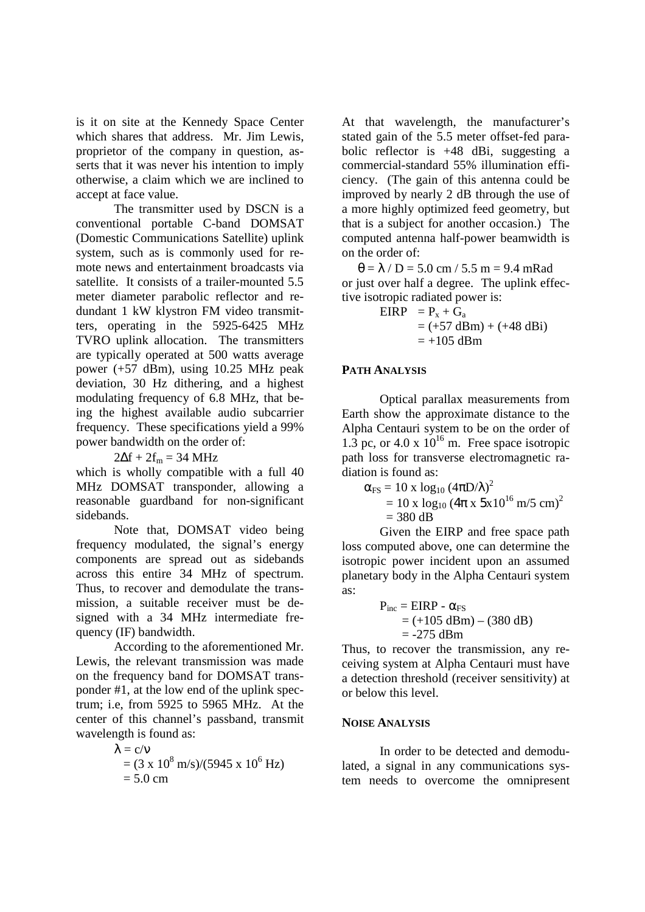is it on site at the Kennedy Space Center which shares that address. Mr. Jim Lewis, proprietor of the company in question, asserts that it was never his intention to imply otherwise, a claim which we are inclined to accept at face value.

The transmitter used by DSCN is a conventional portable C-band DOMSAT (Domestic Communications Satellite) uplink system, such as is commonly used for remote news and entertainment broadcasts via satellite. It consists of a trailer-mounted 5.5 meter diameter parabolic reflector and redundant 1 kW klystron FM video transmitters, operating in the 5925-6425 MHz TVRO uplink allocation. The transmitters are typically operated at 500 watts average power (+57 dBm), using 10.25 MHz peak deviation, 30 Hz dithering, and a highest modulating frequency of 6.8 MHz, that being the highest available audio subcarrier frequency. These specifications yield a 99% power bandwidth on the order of:

$$2\Delta f + 2f_m = 34 \text{ MHz}$$

which is wholly compatible with a full 40 MHz DOMSAT transponder, allowing a reasonable guardband for non-significant sidebands.

Note that, DOMSAT video being frequency modulated, the signal's energy components are spread out as sidebands across this entire 34 MHz of spectrum. Thus, to recover and demodulate the transmission, a suitable receiver must be designed with a 34 MHz intermediate frequency (IF) bandwidth.

According to the aforementioned Mr. Lewis, the relevant transmission was made on the frequency band for DOMSAT transponder #1, at the low end of the uplink spectrum; i.e, from 5925 to 5965 MHz. At the center of this channel's passband, transmit wavelength is found as:

$$\begin{aligned} \lambda &= c/\nu \\ &= (3 \times 10^8 \text{ m/s})/(5945 \times 10^6 \text{ Hz}) \\ &= 5.0 \text{ cm} \end{aligned}$$

At that wavelength, the manufacturer's stated gain of the 5.5 meter offset-fed parabolic reflector is +48 dBi, suggesting a commercial-standard 55% illumination efficiency. (The gain of this antenna could be improved by nearly 2 dB through the use of a more highly optimized feed geometry, but that is a subject for another occasion.) The computed antenna half-power beamwidth is on the order of:

$$\theta = \lambda / D = 5.0 \text{ cm} / 5.5 \text{ m} = 9.4 \text{ mRad}$$

or just over half a degree. The uplink effective isotropic radiated power is:

$$\begin{aligned} \text{EIRP} &= P_x + G_a \\ &= (+57 \text{ dBm}) + (+48 \text{ dBi}) \\ &= +105 \text{ dBm} \end{aligned}$$

## PATH ANALYSIS

Optical parallax measurements from Earth show the approximate distance to the Alpha Centauri system to be on the order of 1.3 pc, or $4.0 \times 10^{16}$ m. Free space isotropic path loss for transverse electromagnetic radiation is found as:

$$\begin{aligned} \alpha_{FS} &= 10 \times \log_{10} (4\pi D/\lambda)^2 \\ &= 10 \times \log_{10} (4\pi \times 5\text{x}10^{16} \text{ m/5 cm})^2 \\ &= 380 \text{ dB} \end{aligned}$$

Given the EIRP and free space path loss computed above, one can determine the isotropic power incident upon an assumed planetary body in the Alpha Centauri system as:

$$\begin{aligned} P_{inc} &= \text{EIRP} - \alpha_{FS} \\ &= (+105 \text{ dBm}) - (380 \text{ dB}) \\ &= -275 \text{ dBm} \end{aligned}$$

Thus, to recover the transmission, any receiving system at Alpha Centauri must have a detection threshold (receiver sensitivity) at or below this level.

## NOISE ANALYSIS

In order to be detected and demodulated, a signal in any communications system needs to overcome the omnipresent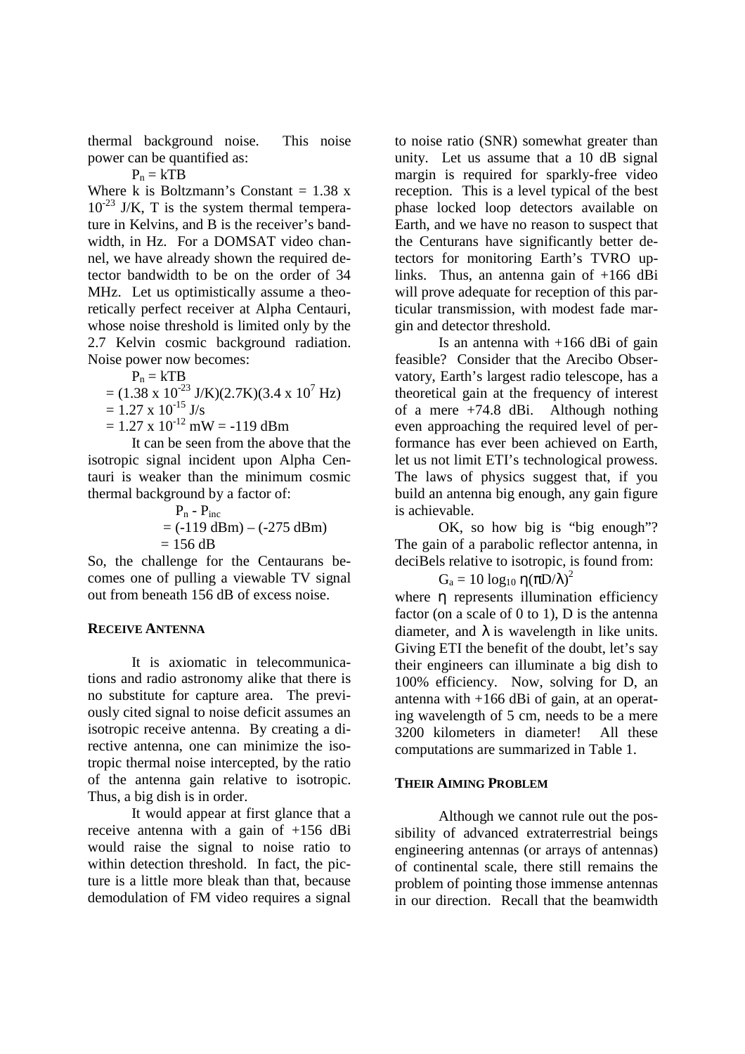thermal background noise. This noise power can be quantified as:

$$P_n = kTB$$

Where k is Boltzmann's Constant = $1.38 \times 10^{-23}$ J/K, T is the system thermal temperature in Kelvins, and B is the receiver's bandwidth, in Hz. For a DOMSAT video channel, we have already shown the required detector bandwidth to be on the order of 34 MHz. Let us optimistically assume a theoretically perfect receiver at Alpha Centauri, whose noise threshold is limited only by the 2.7 Kelvin cosmic background radiation. Noise power now becomes:

$$P_n = kTB$$
$$= (1.38 \times 10^{-23}\text{ J/K})(2.7\text{K})(3.4 \times 10^{7}\text{ Hz})$$
$$= 1.27 \times 10^{-15}\text{ J/s}$$
$$= 1.27 \times 10^{-12}\text{ mW} = -119\text{ dBm}$$

It can be seen from the above that the isotropic signal incident upon Alpha Centauri is weaker than the minimum cosmic thermal background by a factor of:

$$P_n - P_{inc}$$
$$= (-119\text{ dBm}) - (-275\text{ dBm})$$
$$= 156\text{ dB}$$

So, the challenge for the Centaurans becomes one of pulling a viewable TV signal out from beneath 156 dB of excess noise.

**RECEIVE ANTENNA**

It is axiomatic in telecommunications and radio astronomy alike that there is no substitute for capture area. The previously cited signal to noise deficit assumes an isotropic receive antenna. By creating a directive antenna, one can minimize the isotropic thermal noise intercepted, by the ratio of the antenna gain relative to isotropic. Thus, a big dish is in order.

It would appear at first glance that a receive antenna with a gain of +156 dBi would raise the signal to noise ratio to within detection threshold. In fact, the picture is a little more bleak than that, because demodulation of FM video requires a signal to noise ratio (SNR) somewhat greater than unity. Let us assume that a 10 dB signal margin is required for sparkly-free video reception. This is a level typical of the best phase locked loop detectors available on Earth, and we have no reason to suspect that the Centurans have significantly better detectors for monitoring Earth's TVRO uplinks. Thus, an antenna gain of +166 dBi will prove adequate for reception of this particular transmission, with modest fade margin and detector threshold.

Is an antenna with +166 dBi of gain feasible? Consider that the Arecibo Observatory, Earth's largest radio telescope, has a theoretical gain at the frequency of interest of a mere +74.8 dBi. Although nothing even approaching the required level of performance has ever been achieved on Earth, let us not limit ETI's technological prowess. The laws of physics suggest that, if you build an antenna big enough, any gain figure is achievable.

OK, so how big is "big enough"? The gain of a parabolic reflector antenna, in deciBels relative to isotropic, is found from:

$$G_a = 10 \log_{10} \eta(\pi D/\lambda)^2$$

where $\eta$ represents illumination efficiency factor (on a scale of 0 to 1), D is the antenna diameter, and $\lambda$ is wavelength in like units. Giving ETI the benefit of the doubt, let's say their engineers can illuminate a big dish to 100% efficiency. Now, solving for D, an antenna with +166 dBi of gain, at an operating wavelength of 5 cm, needs to be a mere 3200 kilometers in diameter! All these computations are summarized in Table 1.

**THEIR AIMING PROBLEM**

Although we cannot rule out the possibility of advanced extraterrestrial beings engineering antennas (or arrays of antennas) of continental scale, there still remains the problem of pointing those immense antennas in our direction. Recall that the beamwidth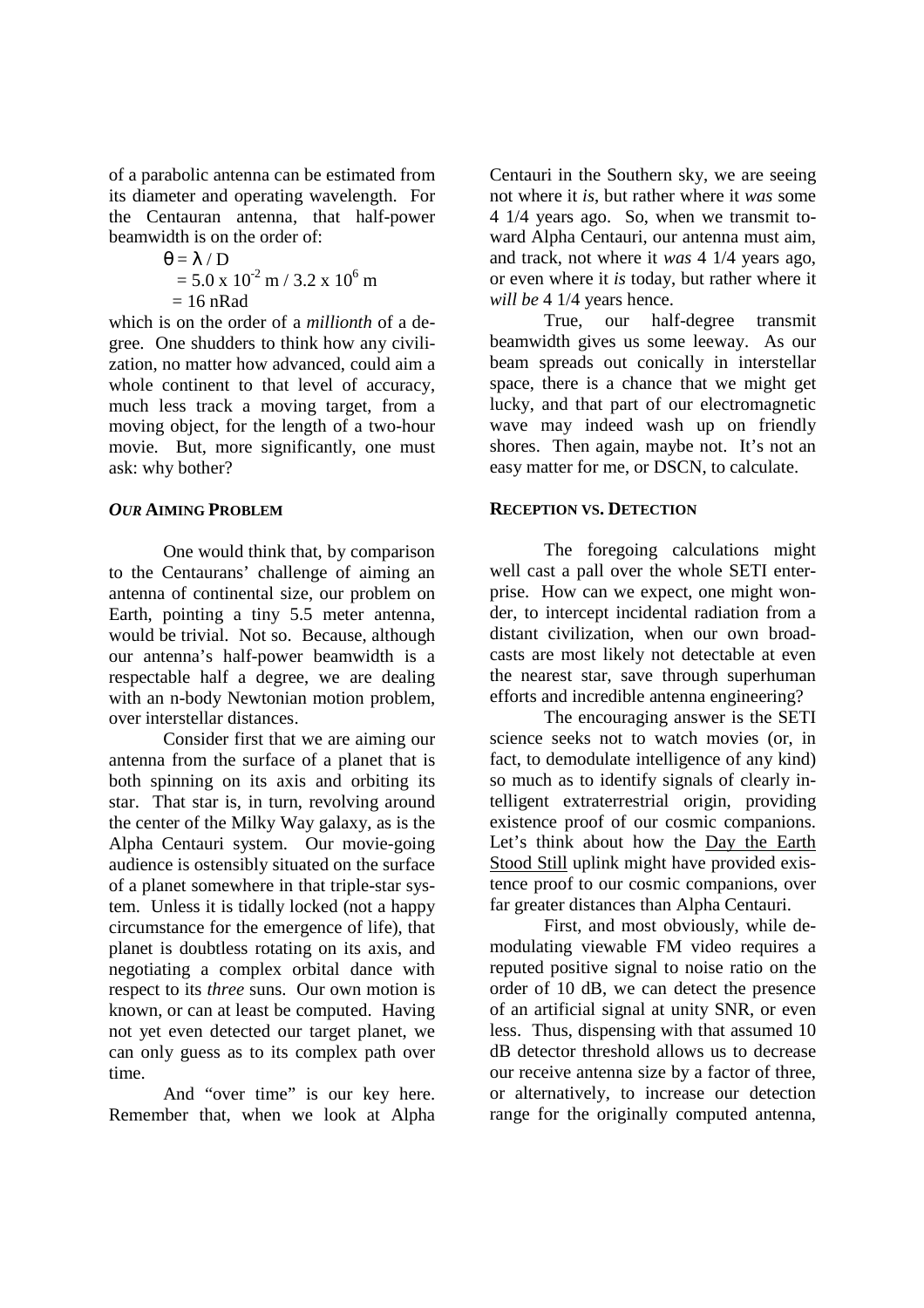of a parabolic antenna can be estimated from its diameter and operating wavelength. For the Centauran antenna, that half-power beamwidth is on the order of:

$$\theta = \lambda / D$$
$$= 5.0 \times 10^{-2} \text{ m} / 3.2 \times 10^{6} \text{ m}$$
$$= 16 \text{ nRad}$$

which is on the order of a *millionth* of a degree. One shudders to think how any civilization, no matter how advanced, could aim a whole continent to that level of accuracy, much less track a moving target, from a moving object, for the length of a two-hour movie. But, more significantly, one must ask: why bother?

### *OUR* AIMING PROBLEM

One would think that, by comparison to the Centaurans' challenge of aiming an antenna of continental size, our problem on Earth, pointing a tiny 5.5 meter antenna, would be trivial. Not so. Because, although our antenna's half-power beamwidth is a respectable half a degree, we are dealing with an n-body Newtonian motion problem, over interstellar distances.

Consider first that we are aiming our antenna from the surface of a planet that is both spinning on its axis and orbiting its star. That star is, in turn, revolving around the center of the Milky Way galaxy, as is the Alpha Centauri system. Our movie-going audience is ostensibly situated on the surface of a planet somewhere in that triple-star system. Unless it is tidally locked (not a happy circumstance for the emergence of life), that planet is doubtless rotating on its axis, and negotiating a complex orbital dance with respect to its *three* suns. Our own motion is known, or can at least be computed. Having not yet even detected our target planet, we can only guess as to its complex path over time.

And "over time" is our key here. Remember that, when we look at Alpha Centauri in the Southern sky, we are seeing not where it *is*, but rather where it *was* some 4 1/4 years ago. So, when we transmit toward Alpha Centauri, our antenna must aim, and track, not where it *was* 4 1/4 years ago, or even where it *is* today, but rather where it *will be* 4 1/4 years hence.

True, our half-degree transmit beamwidth gives us some leeway. As our beam spreads out conically in interstellar space, there is a chance that we might get lucky, and that part of our electromagnetic wave may indeed wash up on friendly shores. Then again, maybe not. It's not an easy matter for me, or DSCN, to calculate.

### RECEPTION VS. DETECTION

The foregoing calculations might well cast a pall over the whole SETI enterprise. How can we expect, one might wonder, to intercept incidental radiation from a distant civilization, when our own broadcasts are most likely not detectable at even the nearest star, save through superhuman efforts and incredible antenna engineering?

The encouraging answer is the SETI science seeks not to watch movies (or, in fact, to demodulate intelligence of any kind) so much as to identify signals of clearly intelligent extraterrestrial origin, providing existence proof of our cosmic companions. Let's think about how the Day the Earth Stood Still uplink might have provided existence proof to our cosmic companions, over far greater distances than Alpha Centauri.

First, and most obviously, while demodulating viewable FM video requires a reputed positive signal to noise ratio on the order of 10 dB, we can detect the presence of an artificial signal at unity SNR, or even less. Thus, dispensing with that assumed 10 dB detector threshold allows us to decrease our receive antenna size by a factor of three, or alternatively, to increase our detection range for the originally computed antenna,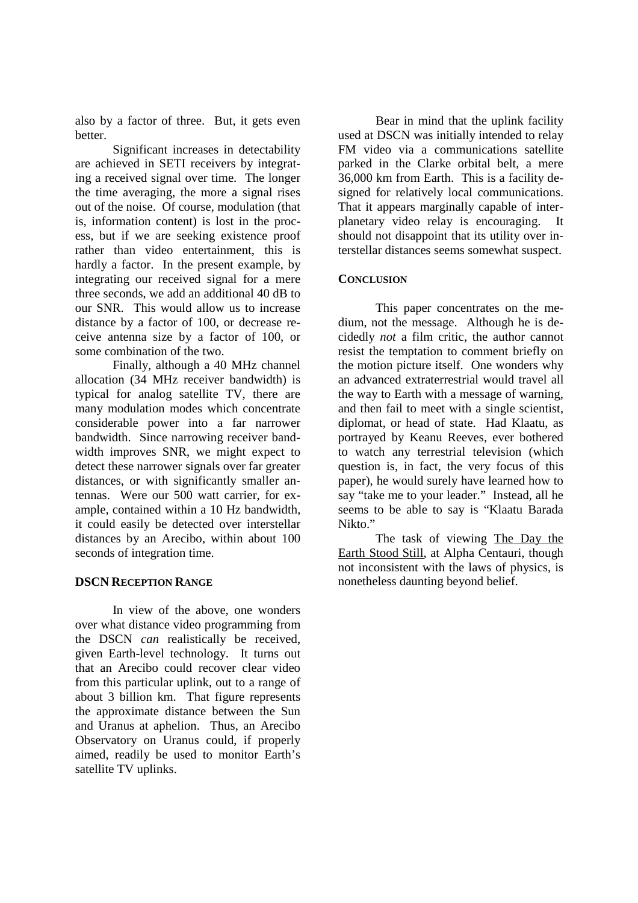also by a factor of three. But, it gets even better.

Significant increases in detectability are achieved in SETI receivers by integrating a received signal over time. The longer the time averaging, the more a signal rises out of the noise. Of course, modulation (that is, information content) is lost in the process, but if we are seeking existence proof rather than video entertainment, this is hardly a factor. In the present example, by integrating our received signal for a mere three seconds, we add an additional 40 dB to our SNR. This would allow us to increase distance by a factor of 100, or decrease receive antenna size by a factor of 100, or some combination of the two.

Finally, although a 40 MHz channel allocation (34 MHz receiver bandwidth) is typical for analog satellite TV, there are many modulation modes which concentrate considerable power into a far narrower bandwidth. Since narrowing receiver bandwidth improves SNR, we might expect to detect these narrower signals over far greater distances, or with significantly smaller antennas. Were our 500 watt carrier, for example, contained within a 10 Hz bandwidth, it could easily be detected over interstellar distances by an Arecibo, within about 100 seconds of integration time.

### DSCN Reception Range

In view of the above, one wonders over what distance video programming from the DSCN *can* realistically be received, given Earth-level technology. It turns out that an Arecibo could recover clear video from this particular uplink, out to a range of about 3 billion km. That figure represents the approximate distance between the Sun and Uranus at aphelion. Thus, an Arecibo Observatory on Uranus could, if properly aimed, readily be used to monitor Earth's satellite TV uplinks.

Bear in mind that the uplink facility used at DSCN was initially intended to relay FM video via a communications satellite parked in the Clarke orbital belt, a mere 36,000 km from Earth. This is a facility designed for relatively local communications. That it appears marginally capable of interplanetary video relay is encouraging. It should not disappoint that its utility over interstellar distances seems somewhat suspect.

### Conclusion

This paper concentrates on the medium, not the message. Although he is decidedly *not* a film critic, the author cannot resist the temptation to comment briefly on the motion picture itself. One wonders why an advanced extraterrestrial would travel all the way to Earth with a message of warning, and then fail to meet with a single scientist, diplomat, or head of state. Had Klaatu, as portrayed by Keanu Reeves, ever bothered to watch any terrestrial television (which question is, in fact, the very focus of this paper), he would surely have learned how to say "take me to your leader." Instead, all he seems to be able to say is "Klaatu Barada Nikto."

The task of viewing The Day the Earth Stood Still, at Alpha Centauri, though not inconsistent with the laws of physics, is nonetheless daunting beyond belief.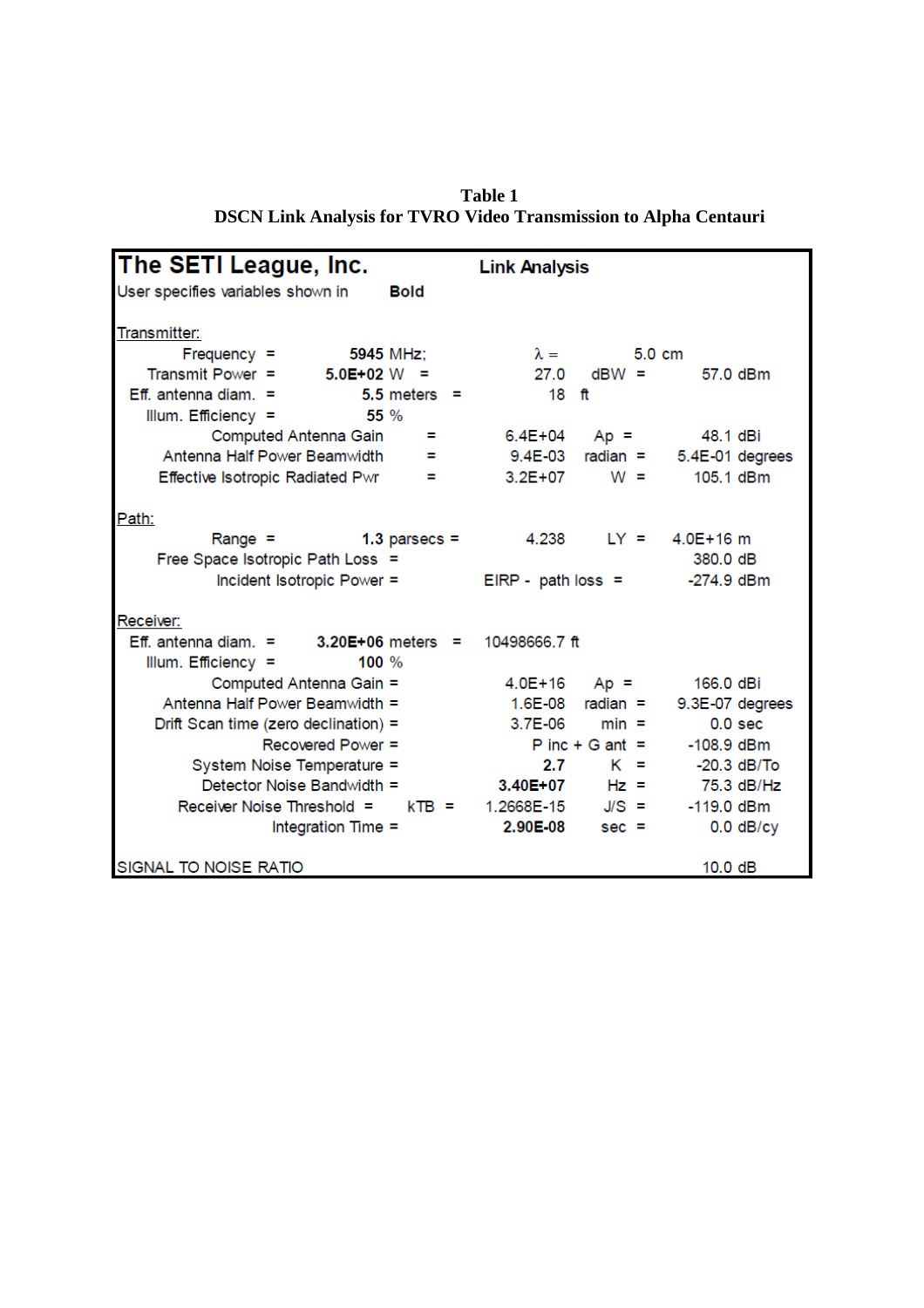**Table 1**
**DSCN Link Analysis for TVRO Video Transmission to Alpha Centauri**

| | | | | | | |
|---|---|---|---|---|---|---|
| **The SETI League, Inc.** | | | **Link Analysis** | | | |
| User specifies variables shown in | **Bold** | | | | | |
| Transmitter: | | | | | | |
| Frequency = | **5945** MHz; | | λ = | | 5.0 cm | |
| Transmit Power = | **5.0E+02** W = | | 27.0 | dBW = | 57.0 dBm | |
| Eff. antenna diam. = | **5.5** meters = | | 18 ft | | | |
| Illum. Efficiency = | **55** % | | | | | |
| Computed Antenna Gain | | = | 6.4E+04 | Ap = | 48.1 dBi | |
| Antenna Half Power Beamwidth | | = | 9.4E-03 | radian = | 5.4E-01 degrees | |
| Effective Isotropic Radiated Pwr | | = | 3.2E+07 | W = | 105.1 dBm | |
| Path: | | | | | | |
| Range = | **1.3** parsecs = | | 4.238 | LY = | 4.0E+16 m | |
| Free Space Isotropic Path Loss = | | | | | 380.0 dB | |
| Incident Isotropic Power = | | | EIRP - path loss = | | -274.9 dBm | |
| Receiver: | | | | | | |
| Eff. antenna diam. = | **3.20E+06** meters = | | 10498666.7 ft | | | |
| Illum. Efficiency = | **100** % | | | | | |
| Computed Antenna Gain = | | | 4.0E+16 | Ap = | 166.0 dBi | |
| Antenna Half Power Beamwidth = | | | 1.6E-08 | radian = | 9.3E-07 degrees | |
| Drift Scan time (zero declination) = | | | 3.7E-06 | min = | 0.0 sec | |
| Recovered Power = | | | P inc + G ant = | | -108.9 dBm | |
| System Noise Temperature = | | | **2.7** | K = | -20.3 dB/To | |
| Detector Noise Bandwidth = | | | **3.40E+07** | Hz = | 75.3 dB/Hz | |
| Receiver Noise Threshold = | kTB = | | 1.2668E-15 | J/S = | -119.0 dBm | |
| Integration Time = | | | **2.90E-08** | sec = | 0.0 dB/cy | |
| SIGNAL TO NOISE RATIO | | | | | 10.0 dB | |